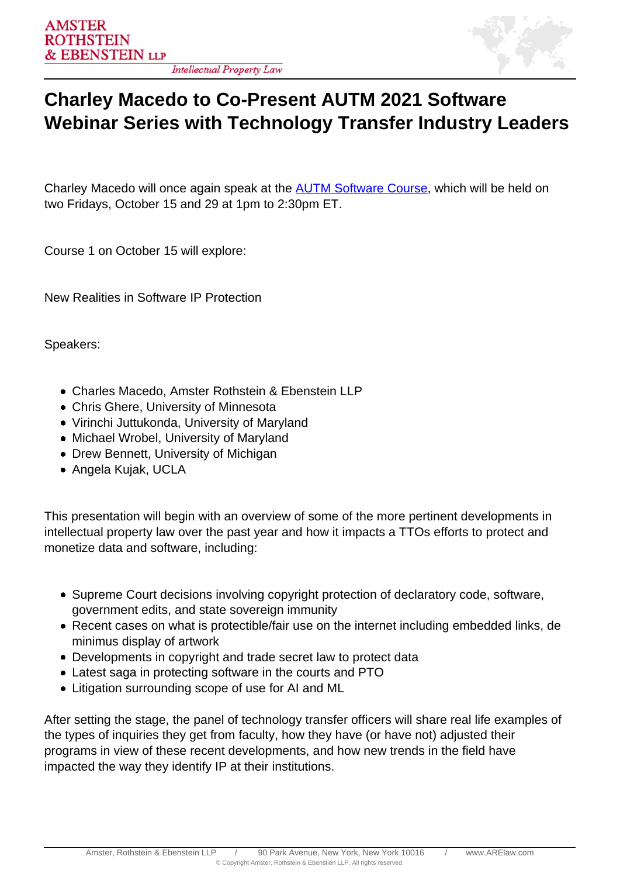# Charley Macedo to Co-Present AUTM 2021 Software Webinar Series with Technology Transfer Industry Leaders

Charley Macedo will once again speak at the AUTM Software Course, which will be held on two Fridays, October 15 and 29 at 1pm to 2:30pm ET.

Course 1 on October 15 will explore:

New Realities in Software IP Protection

Speakers:

- Charles Macedo, Amster Rothstein & Ebenstein LLP
- Chris Ghere, University of Minnesota
- Virinchi Juttukonda, University of Maryland
- Michael Wrobel, University of Maryland
- Drew Bennett, University of Michigan
- Angela Kujak, UCLA

This presentation will begin with an overview of some of the more pertinent developments in intellectual property law over the past year and how it impacts a TTOs efforts to protect and monetize data and software, including:

- Supreme Court decisions involving copyright protection of declaratory code, software, government edits, and state sovereign immunity
- Recent cases on what is protectible/fair use on the internet including embedded links, de minimus display of artwork
- Developments in copyright and trade secret law to protect data
- Latest saga in protecting software in the courts and PTO
- Litigation surrounding scope of use for AI and ML

After setting the stage, the panel of technology transfer officers will share real life examples of the types of inquiries they get from faculty, how they have (or have not) adjusted their programs in view of these recent developments, and how new trends in the field have impacted the way they identify IP at their institutions.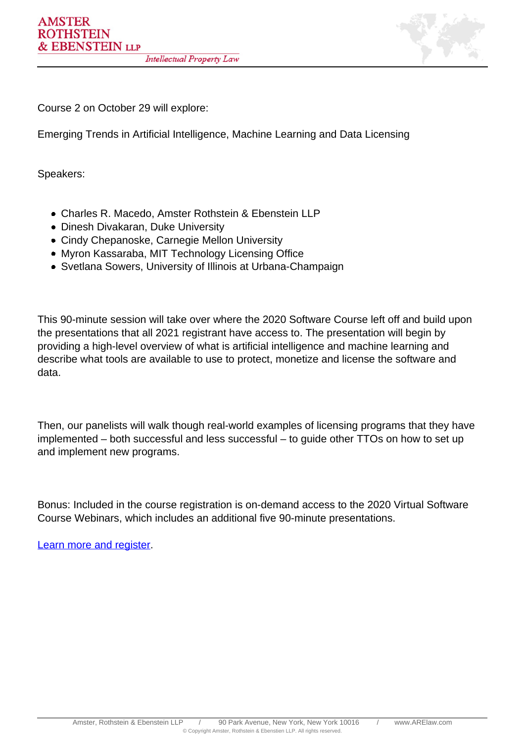Course 2 on October 29 will explore:

Emerging Trends in Artificial Intelligence, Machine Learning and Data Licensing

Speakers:

- Charles R. Macedo, Amster Rothstein & Ebenstein LLP
- Dinesh Divakaran, Duke University
- Cindy Chepanoske, Carnegie Mellon University
- Myron Kassaraba, MIT Technology Licensing Office
- Svetlana Sowers, University of Illinois at Urbana-Champaign

This 90-minute session will take over where the 2020 Software Course left off and build upon the presentations that all 2021 registrant have access to. The presentation will begin by providing a high-level overview of what is artificial intelligence and machine learning and describe what tools are available to use to protect, monetize and license the software and data.

Then, our panelists will walk though real-world examples of licensing programs that they have implemented – both successful and less successful – to guide other TTOs on how to set up and implement new programs.

Bonus: Included in the course registration is on-demand access to the 2020 Virtual Software Course Webinars, which includes an additional five 90-minute presentations.

Learn more and register.